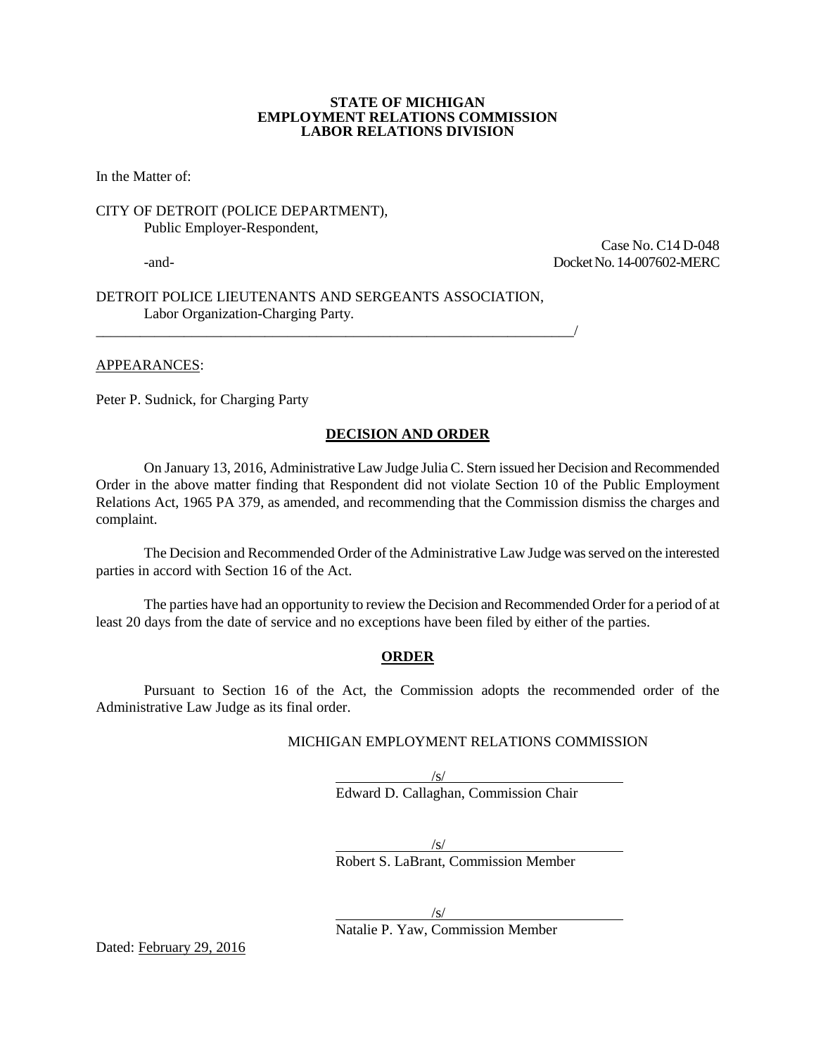**STATE OF MICHIGAN**
**EMPLOYMENT RELATIONS COMMISSION**
**LABOR RELATIONS DIVISION**

In the Matter of:

CITY OF DETROIT (POLICE DEPARTMENT),
Public Employer-Respondent,

Case No. C14 D-048

-and-

Docket No. 14-007602-MERC

DETROIT POLICE LIEUTENANTS AND SERGEANTS ASSOCIATION,
Labor Organization-Charging Party.
_____________________________________________________________________/

APPEARANCES:

Peter P. Sudnick, for Charging Party

## DECISION AND ORDER

On January 13, 2016, Administrative Law Judge Julia C. Stern issued her Decision and Recommended Order in the above matter finding that Respondent did not violate Section 10 of the Public Employment Relations Act, 1965 PA 379, as amended, and recommending that the Commission dismiss the charges and complaint.

The Decision and Recommended Order of the Administrative Law Judge was served on the interested parties in accord with Section 16 of the Act.

The parties have had an opportunity to review the Decision and Recommended Order for a period of at least 20 days from the date of service and no exceptions have been filed by either of the parties.

## ORDER

Pursuant to Section 16 of the Act, the Commission adopts the recommended order of the Administrative Law Judge as its final order.

MICHIGAN EMPLOYMENT RELATIONS COMMISSION

/s/
Edward D. Callaghan, Commission Chair

/s/
Robert S. LaBrant, Commission Member

/s/
Natalie P. Yaw, Commission Member

Dated: February 29, 2016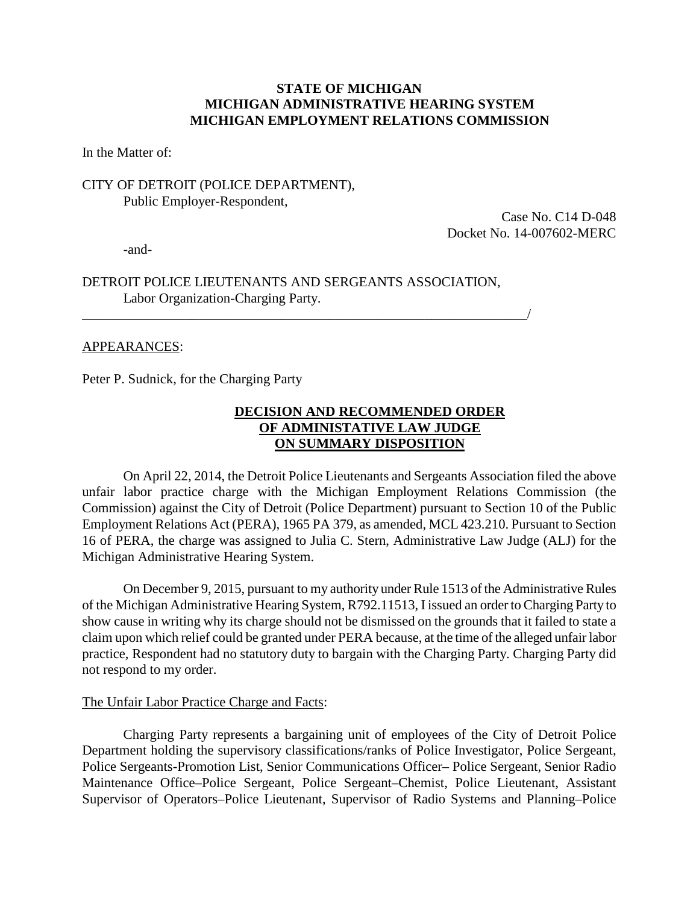**STATE OF MICHIGAN**
**MICHIGAN ADMINISTRATIVE HEARING SYSTEM**
**MICHIGAN EMPLOYMENT RELATIONS COMMISSION**

In the Matter of:

CITY OF DETROIT (POLICE DEPARTMENT),
Public Employer-Respondent,

Case No. C14 D-048
Docket No. 14-007602-MERC

-and-

DETROIT POLICE LIEUTENANTS AND SERGEANTS ASSOCIATION,
Labor Organization-Charging Party.
_____________________________________________________________________/

APPEARANCES:

Peter P. Sudnick, for the Charging Party

**DECISION AND RECOMMENDED ORDER**
**OF ADMINISTATIVE LAW JUDGE**
**ON SUMMARY DISPOSITION**

On April 22, 2014, the Detroit Police Lieutenants and Sergeants Association filed the above unfair labor practice charge with the Michigan Employment Relations Commission (the Commission) against the City of Detroit (Police Department) pursuant to Section 10 of the Public Employment Relations Act (PERA), 1965 PA 379, as amended, MCL 423.210. Pursuant to Section 16 of PERA, the charge was assigned to Julia C. Stern, Administrative Law Judge (ALJ) for the Michigan Administrative Hearing System.

On December 9, 2015, pursuant to my authority under Rule 1513 of the Administrative Rules of the Michigan Administrative Hearing System, R792.11513, I issued an order to Charging Party to show cause in writing why its charge should not be dismissed on the grounds that it failed to state a claim upon which relief could be granted under PERA because, at the time of the alleged unfair labor practice, Respondent had no statutory duty to bargain with the Charging Party. Charging Party did not respond to my order.

The Unfair Labor Practice Charge and Facts:

Charging Party represents a bargaining unit of employees of the City of Detroit Police Department holding the supervisory classifications/ranks of Police Investigator, Police Sergeant, Police Sergeants-Promotion List, Senior Communications Officer– Police Sergeant, Senior Radio Maintenance Office–Police Sergeant, Police Sergeant–Chemist, Police Lieutenant, Assistant Supervisor of Operators–Police Lieutenant, Supervisor of Radio Systems and Planning–Police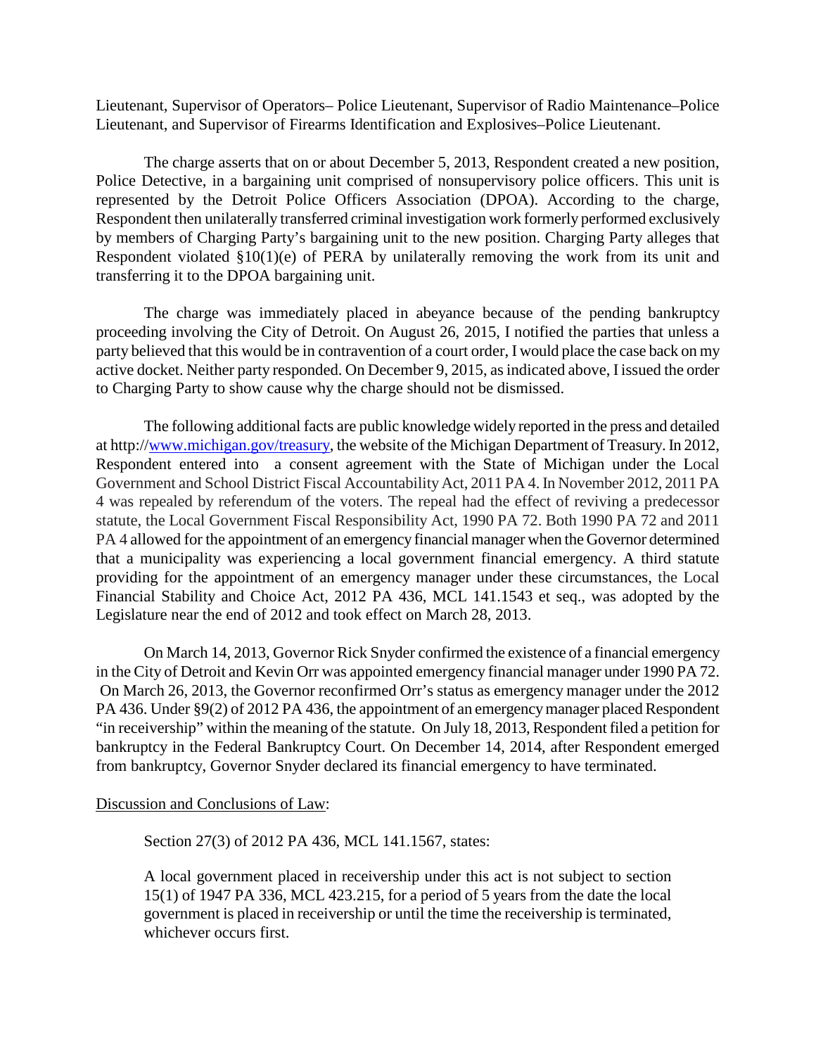Lieutenant, Supervisor of Operators– Police Lieutenant, Supervisor of Radio Maintenance–Police Lieutenant, and Supervisor of Firearms Identification and Explosives–Police Lieutenant.

The charge asserts that on or about December 5, 2013, Respondent created a new position, Police Detective, in a bargaining unit comprised of nonsupervisory police officers. This unit is represented by the Detroit Police Officers Association (DPOA). According to the charge, Respondent then unilaterally transferred criminal investigation work formerly performed exclusively by members of Charging Party's bargaining unit to the new position. Charging Party alleges that Respondent violated §10(1)(e) of PERA by unilaterally removing the work from its unit and transferring it to the DPOA bargaining unit.

The charge was immediately placed in abeyance because of the pending bankruptcy proceeding involving the City of Detroit. On August 26, 2015, I notified the parties that unless a party believed that this would be in contravention of a court order, I would place the case back on my active docket. Neither party responded. On December 9, 2015, as indicated above, I issued the order to Charging Party to show cause why the charge should not be dismissed.

The following additional facts are public knowledge widely reported in the press and detailed at http://www.michigan.gov/treasury, the website of the Michigan Department of Treasury. In 2012, Respondent entered into a consent agreement with the State of Michigan under the Local Government and School District Fiscal Accountability Act, 2011 PA 4. In November 2012, 2011 PA 4 was repealed by referendum of the voters. The repeal had the effect of reviving a predecessor statute, the Local Government Fiscal Responsibility Act, 1990 PA 72. Both 1990 PA 72 and 2011 PA 4 allowed for the appointment of an emergency financial manager when the Governor determined that a municipality was experiencing a local government financial emergency. A third statute providing for the appointment of an emergency manager under these circumstances, the Local Financial Stability and Choice Act, 2012 PA 436, MCL 141.1543 et seq., was adopted by the Legislature near the end of 2012 and took effect on March 28, 2013.

On March 14, 2013, Governor Rick Snyder confirmed the existence of a financial emergency in the City of Detroit and Kevin Orr was appointed emergency financial manager under 1990 PA 72. On March 26, 2013, the Governor reconfirmed Orr's status as emergency manager under the 2012 PA 436. Under §9(2) of 2012 PA 436, the appointment of an emergency manager placed Respondent "in receivership" within the meaning of the statute. On July 18, 2013, Respondent filed a petition for bankruptcy in the Federal Bankruptcy Court. On December 14, 2014, after Respondent emerged from bankruptcy, Governor Snyder declared its financial emergency to have terminated.

Discussion and Conclusions of Law:

Section 27(3) of 2012 PA 436, MCL 141.1567, states:

> A local government placed in receivership under this act is not subject to section 15(1) of 1947 PA 336, MCL 423.215, for a period of 5 years from the date the local government is placed in receivership or until the time the receivership is terminated, whichever occurs first.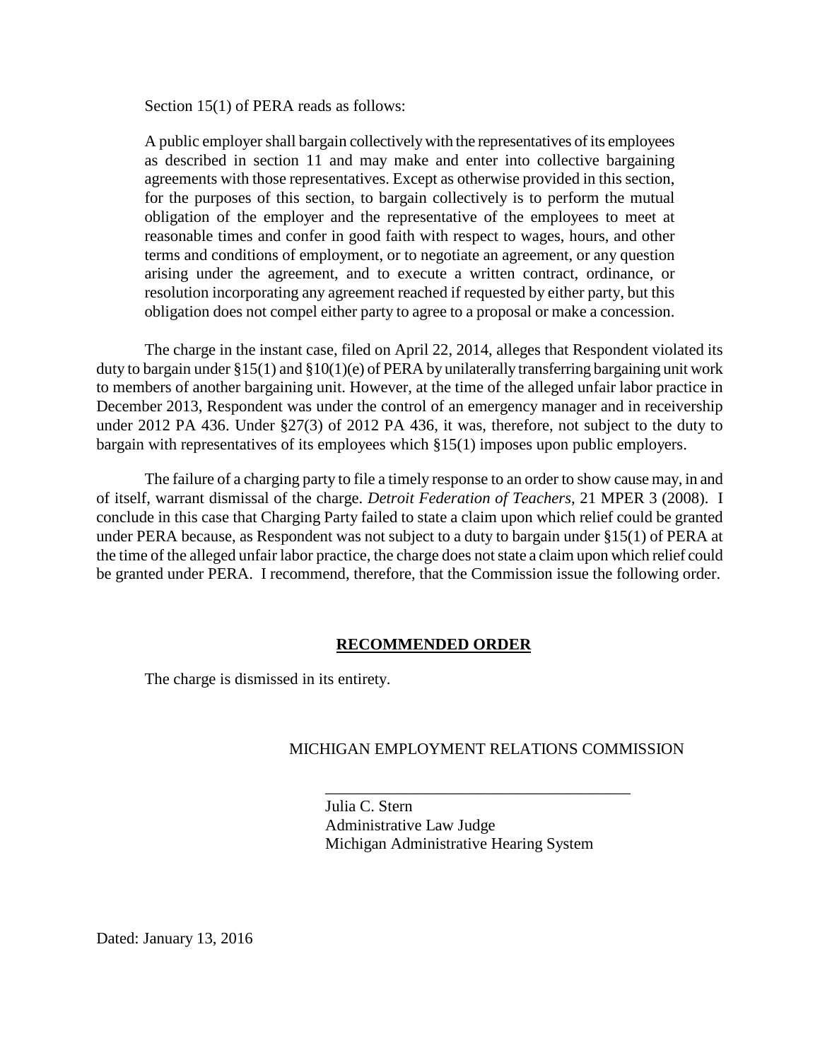Section 15(1) of PERA reads as follows:

> A public employer shall bargain collectively with the representatives of its employees as described in section 11 and may make and enter into collective bargaining agreements with those representatives. Except as otherwise provided in this section, for the purposes of this section, to bargain collectively is to perform the mutual obligation of the employer and the representative of the employees to meet at reasonable times and confer in good faith with respect to wages, hours, and other terms and conditions of employment, or to negotiate an agreement, or any question arising under the agreement, and to execute a written contract, ordinance, or resolution incorporating any agreement reached if requested by either party, but this obligation does not compel either party to agree to a proposal or make a concession.

The charge in the instant case, filed on April 22, 2014, alleges that Respondent violated its duty to bargain under §15(1) and §10(1)(e) of PERA by unilaterally transferring bargaining unit work to members of another bargaining unit. However, at the time of the alleged unfair labor practice in December 2013, Respondent was under the control of an emergency manager and in receivership under 2012 PA 436. Under §27(3) of 2012 PA 436, it was, therefore, not subject to the duty to bargain with representatives of its employees which §15(1) imposes upon public employers.

The failure of a charging party to file a timely response to an order to show cause may, in and of itself, warrant dismissal of the charge. *Detroit Federation of Teachers*, 21 MPER 3 (2008). I conclude in this case that Charging Party failed to state a claim upon which relief could be granted under PERA because, as Respondent was not subject to a duty to bargain under §15(1) of PERA at the time of the alleged unfair labor practice, the charge does not state a claim upon which relief could be granted under PERA. I recommend, therefore, that the Commission issue the following order.

## RECOMMENDED ORDER

The charge is dismissed in its entirety.

MICHIGAN EMPLOYMENT RELATIONS COMMISSION

\_\_\_\_\_\_\_\_\_\_\_\_\_\_\_\_\_\_\_\_\_\_\_\_\_\_\_\_\_\_\_\_\_\_\_\_\_\_\_\_

Julia C. Stern
Administrative Law Judge
Michigan Administrative Hearing System

Dated: January 13, 2016